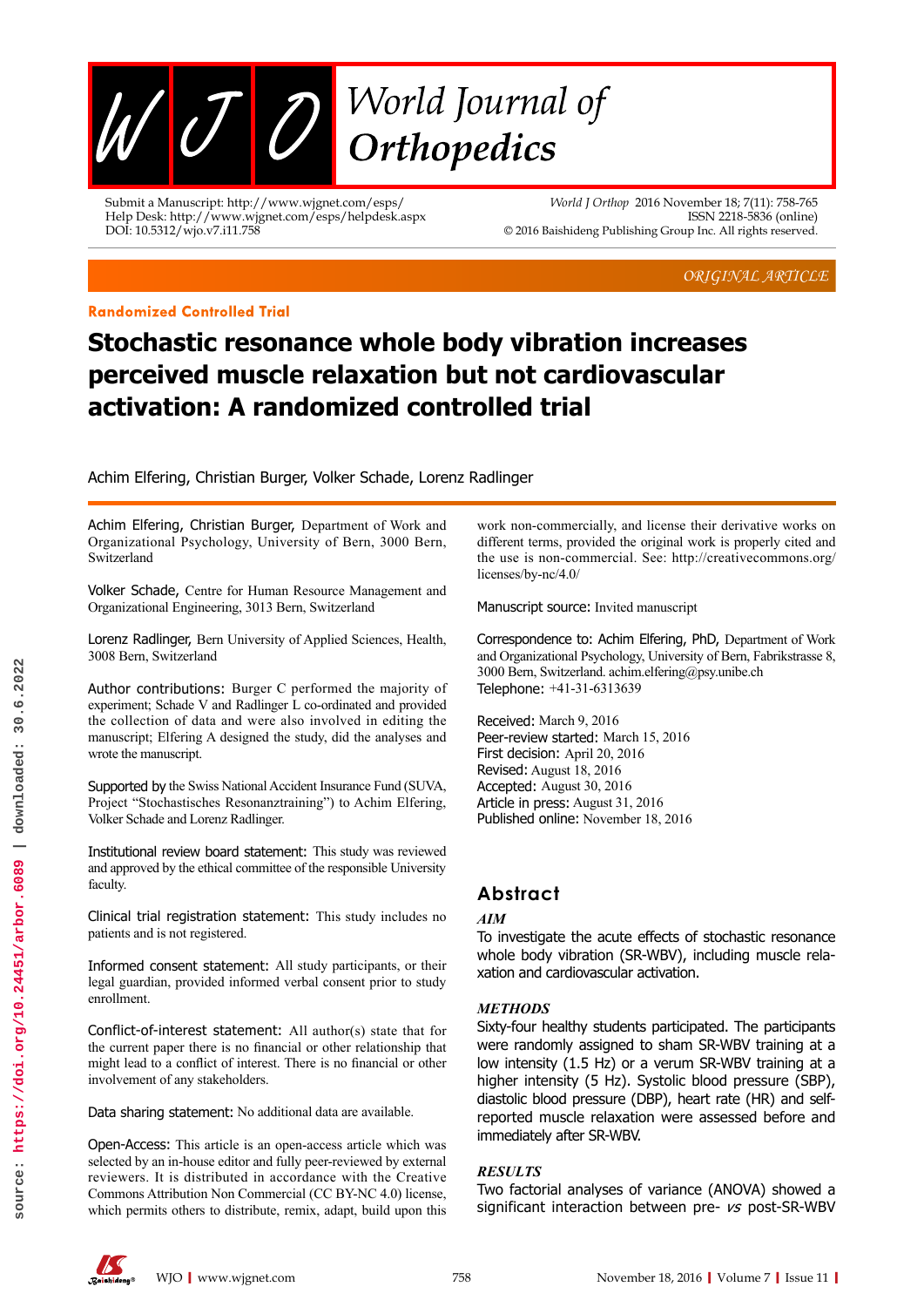Randomized Controlled Trial

# Stochastic resonance whole body vibration increases perceived muscle relaxation but not cardiovascular activation: A randomized controlled trial

Achim Elfering, Christian Burger, Volker Schade, Lorenz Radlinger

Achim Elfering, Christian Burger, Department of Work and Organizational Psychology, University of Bern, 3000 Bern, Switzerland

Volker Schade, Centre for Human Resource Management and Organizational Engineering, 3013 Bern, Switzerland

Lorenz Radlinger, Bern University of Applied Sciences, Health, 3008 Bern, Switzerland

Author contributions: Burger C performed the majority of experiment; Schade V and Radlinger L co-ordinated and provided the collection of data and were also involved in editing the manuscript; Elfering A designed the study, did the analyses and wrote the manuscript.

Supported by the Swiss National Accident Insurance Fund (SUVA, Project "Stochastisches Resonanztraining") to Achim Elfering, Volker Schade and Lorenz Radlinger.

Institutional review board statement: This study was reviewed and approved by the ethical committee of the responsible University faculty.

Clinical trial registration statement: This study includes no patients and is not registered.

Informed consent statement: All study participants, or their legal guardian, provided informed verbal consent prior to study enrollment.

Conflict-of-interest statement: All author(s) state that for the current paper there is no financial or other relationship that might lead to a conflict of interest. There is no financial or other involvement of any stakeholders.

Data sharing statement: No additional data are available.

Open-Access: This article is an open-access article which was selected by an in-house editor and fully peer-reviewed by external reviewers. It is distributed in accordance with the Creative Commons Attribution Non Commercial (CC BY-NC 4.0) license, which permits others to distribute, remix, adapt, build upon this work non-commercially, and license their derivative works on different terms, provided the original work is properly cited and the use is non-commercial. See: http://creativecommons.org/licenses/by-nc/4.0/

Manuscript source: Invited manuscript

Correspondence to: Achim Elfering, PhD, Department of Work and Organizational Psychology, University of Bern, Fabrikstrasse 8, 3000 Bern, Switzerland. achim.elfering@psy.unibe.ch
Telephone: +41-31-6313639

Received: March 9, 2016
Peer-review started: March 15, 2016
First decision: April 20, 2016
Revised: August 18, 2016
Accepted: August 30, 2016
Article in press: August 31, 2016
Published online: November 18, 2016

## Abstract

### *AIM*

To investigate the acute effects of stochastic resonance whole body vibration (SR-WBV), including muscle relaxation and cardiovascular activation.

### *METHODS*

Sixty-four healthy students participated. The participants were randomly assigned to sham SR-WBV training at a low intensity (1.5 Hz) or a verum SR-WBV training at a higher intensity (5 Hz). Systolic blood pressure (SBP), diastolic blood pressure (DBP), heart rate (HR) and self-reported muscle relaxation were assessed before and immediately after SR-WBV.

### *RESULTS*

Two factorial analyses of variance (ANOVA) showed a significant interaction between pre- *vs* post-SR-WBV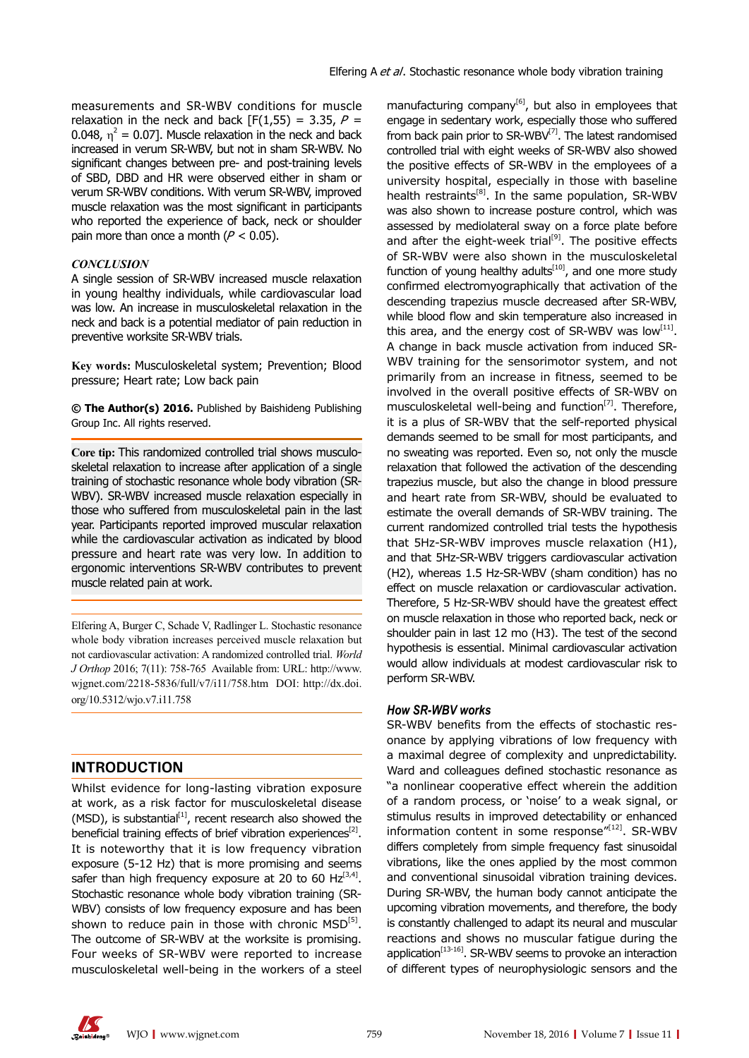measurements and SR-WBV conditions for muscle relaxation in the neck and back [$F(1,55) = 3.35$, $P = 0.048$, $\eta^2 = 0.07$]. Muscle relaxation in the neck and back increased in verum SR-WBV, but not in sham SR-WBV. No significant changes between pre- and post-training levels of SBD, DBD and HR were observed either in sham or verum SR-WBV conditions. With verum SR-WBV, improved muscle relaxation was the most significant in participants who reported the experience of back, neck or shoulder pain more than once a month ($P < 0.05$).

***CONCLUSION***

A single session of SR-WBV increased muscle relaxation in young healthy individuals, while cardiovascular load was low. An increase in musculoskeletal relaxation in the neck and back is a potential mediator of pain reduction in preventive worksite SR-WBV trials.

**Key words:** Musculoskeletal system; Prevention; Blood pressure; Heart rate; Low back pain

**© The Author(s) 2016.** Published by Baishideng Publishing Group Inc. All rights reserved.

**Core tip:** This randomized controlled trial shows musculoskeletal relaxation to increase after application of a single training of stochastic resonance whole body vibration (SR-WBV). SR-WBV increased muscle relaxation especially in those who suffered from musculoskeletal pain in the last year. Participants reported improved muscular relaxation while the cardiovascular activation as indicated by blood pressure and heart rate was very low. In addition to ergonomic interventions SR-WBV contributes to prevent muscle related pain at work.

Elfering A, Burger C, Schade V, Radlinger L. Stochastic resonance whole body vibration increases perceived muscle relaxation but not cardiovascular activation: A randomized controlled trial. *World J Orthop* 2016; 7(11): 758-765 Available from: URL: http://www.wjgnet.com/2218-5836/full/v7/i11/758.htm DOI: http://dx.doi.org/10.5312/wjo.v7.i11.758

## INTRODUCTION

Whilst evidence for long-lasting vibration exposure at work, as a risk factor for musculoskeletal disease (MSD), is substantial[1], recent research also showed the beneficial training effects of brief vibration experiences[2]. It is noteworthy that it is low frequency vibration exposure (5-12 Hz) that is more promising and seems safer than high frequency exposure at 20 to 60 Hz[3,4]. Stochastic resonance whole body vibration training (SR-WBV) consists of low frequency exposure and has been shown to reduce pain in those with chronic MSD[5]. The outcome of SR-WBV at the worksite is promising. Four weeks of SR-WBV were reported to increase musculoskeletal well-being in the workers of a steel manufacturing company[6], but also in employees that engage in sedentary work, especially those who suffered from back pain prior to SR-WBV[7]. The latest randomised controlled trial with eight weeks of SR-WBV also showed the positive effects of SR-WBV in the employees of a university hospital, especially in those with baseline health restraints[8]. In the same population, SR-WBV was also shown to increase posture control, which was assessed by mediolateral sway on a force plate before and after the eight-week trial[9]. The positive effects of SR-WBV were also shown in the musculoskeletal function of young healthy adults[10], and one more study confirmed electromyographically that activation of the descending trapezius muscle decreased after SR-WBV, while blood flow and skin temperature also increased in this area, and the energy cost of SR-WBV was low[11]. A change in back muscle activation from induced SR-WBV training for the sensorimotor system, and not primarily from an increase in fitness, seemed to be involved in the overall positive effects of SR-WBV on musculoskeletal well-being and function[7]. Therefore, it is a plus of SR-WBV that the self-reported physical demands seemed to be small for most participants, and no sweating was reported. Even so, not only the muscle relaxation that followed the activation of the descending trapezius muscle, but also the change in blood pressure and heart rate from SR-WBV, should be evaluated to estimate the overall demands of SR-WBV training. The current randomized controlled trial tests the hypothesis that 5Hz-SR-WBV improves muscle relaxation (H1), and that 5Hz-SR-WBV triggers cardiovascular activation (H2), whereas 1.5 Hz-SR-WBV (sham condition) has no effect on muscle relaxation or cardiovascular activation. Therefore, 5 Hz-SR-WBV should have the greatest effect on muscle relaxation in those who reported back, neck or shoulder pain in last 12 mo (H3). The test of the second hypothesis is essential. Minimal cardiovascular activation would allow individuals at modest cardiovascular risk to perform SR-WBV.

### *How SR-WBV works*

SR-WBV benefits from the effects of stochastic resonance by applying vibrations of low frequency with a maximal degree of complexity and unpredictability. Ward and colleagues defined stochastic resonance as "a nonlinear cooperative effect wherein the addition of a random process, or 'noise' to a weak signal, or stimulus results in improved detectability or enhanced information content in some response"[12]. SR-WBV differs completely from simple frequency fast sinusoidal vibrations, like the ones applied by the most common and conventional sinusoidal vibration training devices. During SR-WBV, the human body cannot anticipate the upcoming vibration movements, and therefore, the body is constantly challenged to adapt its neural and muscular reactions and shows no muscular fatigue during the application[13-16]. SR-WBV seems to provoke an interaction of different types of neurophysiological sensors and the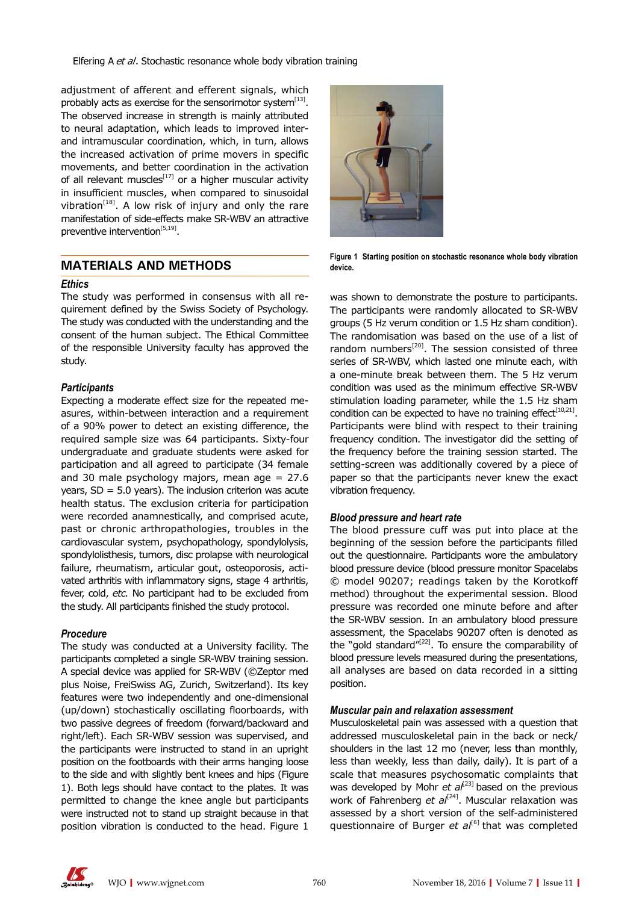adjustment of afferent and efferent signals, which probably acts as exercise for the sensorimotor system[13]. The observed increase in strength is mainly attributed to neural adaptation, which leads to improved inter- and intramuscular coordination, which, in turn, allows the increased activation of prime movers in specific movements, and better coordination in the activation of all relevant muscles[17] or a higher muscular activity in insufficient muscles, when compared to sinusoidal vibration[18]. A low risk of injury and only the rare manifestation of side-effects make SR-WBV an attractive preventive intervention[5,19].

## MATERIALS AND METHODS

### Ethics

The study was performed in consensus with all requirement defined by the Swiss Society of Psychology. The study was conducted with the understanding and the consent of the human subject. The Ethical Committee of the responsible University faculty has approved the study.

### Participants

Expecting a moderate effect size for the repeated measures, within-between interaction and a requirement of a 90% power to detect an existing difference, the required sample size was 64 participants. Sixty-four undergraduate and graduate students were asked for participation and all agreed to participate (34 female and 30 male psychology majors, mean age = 27.6 years, SD = 5.0 years). The inclusion criterion was acute health status. The exclusion criteria for participation were recorded anamnestically, and comprised acute, past or chronic arthropathologies, troubles in the cardiovascular system, psychopathology, spondylolysis, spondylolisthesis, tumors, disc prolapse with neurological failure, rheumatism, articular gout, osteoporosis, activated arthritis with inflammatory signs, stage 4 arthritis, fever, cold, *etc.* No participant had to be excluded from the study. All participants finished the study protocol.

### Procedure

The study was conducted at a University facility. The participants completed a single SR-WBV training session. A special device was applied for SR-WBV (©Zeptor med plus Noise, FreiSwiss AG, Zurich, Switzerland). Its key features were two independently and one-dimensional (up/down) stochastically oscillating floorboards, with two passive degrees of freedom (forward/backward and right/left). Each SR-WBV session was supervised, and the participants were instructed to stand in an upright position on the footboards with their arms hanging loose to the side and with slightly bent knees and hips (Figure 1). Both legs should have contact to the plates. It was permitted to change the knee angle but participants were instructed not to stand up straight because in that position vibration is conducted to the head. Figure 1 was shown to demonstrate the posture to participants. The participants were randomly allocated to SR-WBV groups (5 Hz verum condition or 1.5 Hz sham condition). The randomisation was based on the use of a list of random numbers[20]. The session consisted of three series of SR-WBV, which lasted one minute each, with a one-minute break between them. The 5 Hz verum condition was used as the minimum effective SR-WBV stimulation loading parameter, while the 1.5 Hz sham condition can be expected to have no training effect[10,21]. Participants were blind with respect to their training frequency condition. The investigator did the setting of the frequency before the training session started. The setting-screen was additionally covered by a piece of paper so that the participants never knew the exact vibration frequency.

**Figure 1 Starting position on stochastic resonance whole body vibration device.**

### Blood pressure and heart rate

The blood pressure cuff was put into place at the beginning of the session before the participants filled out the questionnaire. Participants wore the ambulatory blood pressure device (blood pressure monitor Spacelabs © model 90207; readings taken by the Korotkoff method) throughout the experimental session. Blood pressure was recorded one minute before and after the SR-WBV session. In an ambulatory blood pressure assessment, the Spacelabs 90207 often is denoted as the "gold standard"[22]. To ensure the comparability of blood pressure levels measured during the presentations, all analyses are based on data recorded in a sitting position.

### Muscular pain and relaxation assessment

Musculoskeletal pain was assessed with a question that addressed musculoskeletal pain in the back or neck/shoulders in the last 12 mo (never, less than monthly, less than weekly, less than daily, daily). It is part of a scale that measures psychosomatic complaints that was developed by Mohr *et al*[23] based on the previous work of Fahrenberg *et al*[24]. Muscular relaxation was assessed by a short version of the self-administered questionnaire of Burger *et al*[6] that was completed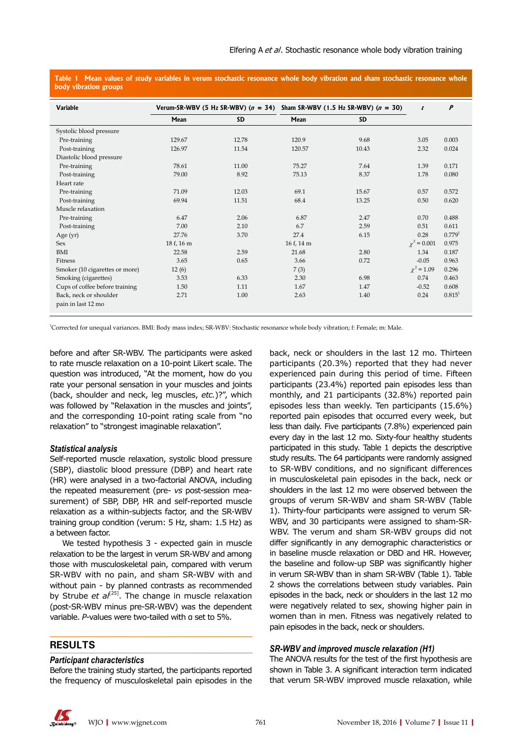**Table 1 Mean values of study variables in verum stochastic resonance whole body vibration and sham stochastic resonance whole body vibration groups**

| Variable | Verum-SR-WBV (5 Hz SR-WBV) ($n$ = 34) | | Sham SR-WBV (1.5 Hz SR-WBV) ($n$ = 30) | | $t$ | $P$ |
|---|---|---|---|---|---|---|
| | Mean | SD | Mean | SD | | |
| Systolic blood pressure | | | | | | |
| Pre-training | 129.67 | 12.78 | 120.9 | 9.68 | 3.05 | 0.003 |
| Post-training | 126.97 | 11.54 | 120.57 | 10.43 | 2.32 | 0.024 |
| Diastolic blood pressure | | | | | | |
| Pre-training | 78.61 | 11.00 | 75.27 | 7.64 | 1.39 | 0.171 |
| Post-training | 79.00 | 8.92 | 75.13 | 8.37 | 1.78 | 0.080 |
| Heart rate | | | | | | |
| Pre-training | 71.09 | 12.03 | 69.1 | 15.67 | 0.57 | 0.572 |
| Post-training | 69.94 | 11.51 | 68.4 | 13.25 | 0.50 | 0.620 |
| Muscle relaxation | | | | | | |
| Pre-training | 6.47 | 2.06 | 6.87 | 2.47 | 0.70 | 0.488 |
| Post-training | 7.00 | 2.10 | 6.7 | 2.59 | 0.51 | 0.611 |
| Age (yr) | 27.76 | 3.70 | 27.4 | 6.15 | 0.28 | 0.779[1] |
| Sex | 18 f, 16 m | | 16 f, 14 m | | $\chi^2$ = 0.001 | 0.975 |
| BMI | 22.58 | 2.59 | 21.68 | 2.80 | 1.34 | 0.187 |
| Fitness | 3.65 | 0.65 | 3.66 | 0.72 | -0.05 | 0.963 |
| Smoker (10 cigarettes or more) | 12 (6) | | 7 (3) | | $\chi^2$ = 1.09 | 0.296 |
| Smoking (cigarettes) | 3.53 | 6.33 | 2.30 | 6.98 | 0.74 | 0.463 |
| Cups of coffee before training | 1.50 | 1.11 | 1.67 | 1.47 | -0.52 | 0.608 |
| Back, neck or shoulder pain in last 12 mo | 2.71 | 1.00 | 2.63 | 1.40 | 0.24 | 0.815[1] |

[1]Corrected for unequal variances. BMI: Body mass index; SR-WBV: Stochastic resonance whole body vibration; f: Female; m: Male.

before and after SR-WBV. The participants were asked to rate muscle relaxation on a 10-point Likert scale. The question was introduced, "At the moment, how do you rate your personal sensation in your muscles and joints (back, shoulder and neck, leg muscles, *etc.*)?", which was followed by "Relaxation in the muscles and joints", and the corresponding 10-point rating scale from "no relaxation" to "strongest imaginable relaxation".

### *Statistical analysis*

Self-reported muscle relaxation, systolic blood pressure (SBP), diastolic blood pressure (DBP) and heart rate (HR) were analysed in a two-factorial ANOVA, including the repeated measurement (pre- *vs* post-session measurement) of SBP, DBP, HR and self-reported muscle relaxation as a within-subjects factor, and the SR-WBV training group condition (verum: 5 Hz, sham: 1.5 Hz) as a between factor.

We tested hypothesis 3 - expected gain in muscle relaxation to be the largest in verum SR-WBV and among those with musculoskeletal pain, compared with verum SR-WBV with no pain, and sham SR-WBV with and without pain - by planned contrasts as recommended by Strube *et al*[25]. The change in muscle relaxation (post-SR-WBV minus pre-SR-WBV) was the dependent variable. *P*-values were two-tailed with α set to 5%.

## RESULTS

### *Participant characteristics*

Before the training study started, the participants reported the frequency of musculoskeletal pain episodes in the back, neck or shoulders in the last 12 mo. Thirteen participants (20.3%) reported that they had never experienced pain during this period of time. Fifteen participants (23.4%) reported pain episodes less than monthly, and 21 participants (32.8%) reported pain episodes less than weekly. Ten participants (15.6%) reported pain episodes that occurred every week, but less than daily. Five participants (7.8%) experienced pain every day in the last 12 mo. Sixty-four healthy students participated in this study. Table 1 depicts the descriptive study results. The 64 participants were randomly assigned to SR-WBV conditions, and no significant differences in musculoskeletal pain episodes in the back, neck or shoulders in the last 12 mo were observed between the groups of verum SR-WBV and sham SR-WBV (Table 1). Thirty-four participants were assigned to verum SR-WBV, and 30 participants were assigned to sham-SR-WBV. The verum and sham SR-WBV groups did not differ significantly in any demographic characteristics or in baseline muscle relaxation or DBD and HR. However, the baseline and follow-up SBP was significantly higher in verum SR-WBV than in sham SR-WBV (Table 1). Table 2 shows the correlations between study variables. Pain episodes in the back, neck or shoulders in the last 12 mo were negatively related to sex, showing higher pain in women than in men. Fitness was negatively related to pain episodes in the back, neck or shoulders.

### *SR-WBV and improved muscle relaxation (H1)*

The ANOVA results for the test of the first hypothesis are shown in Table 3. A significant interaction term indicated that verum SR-WBV improved muscle relaxation, while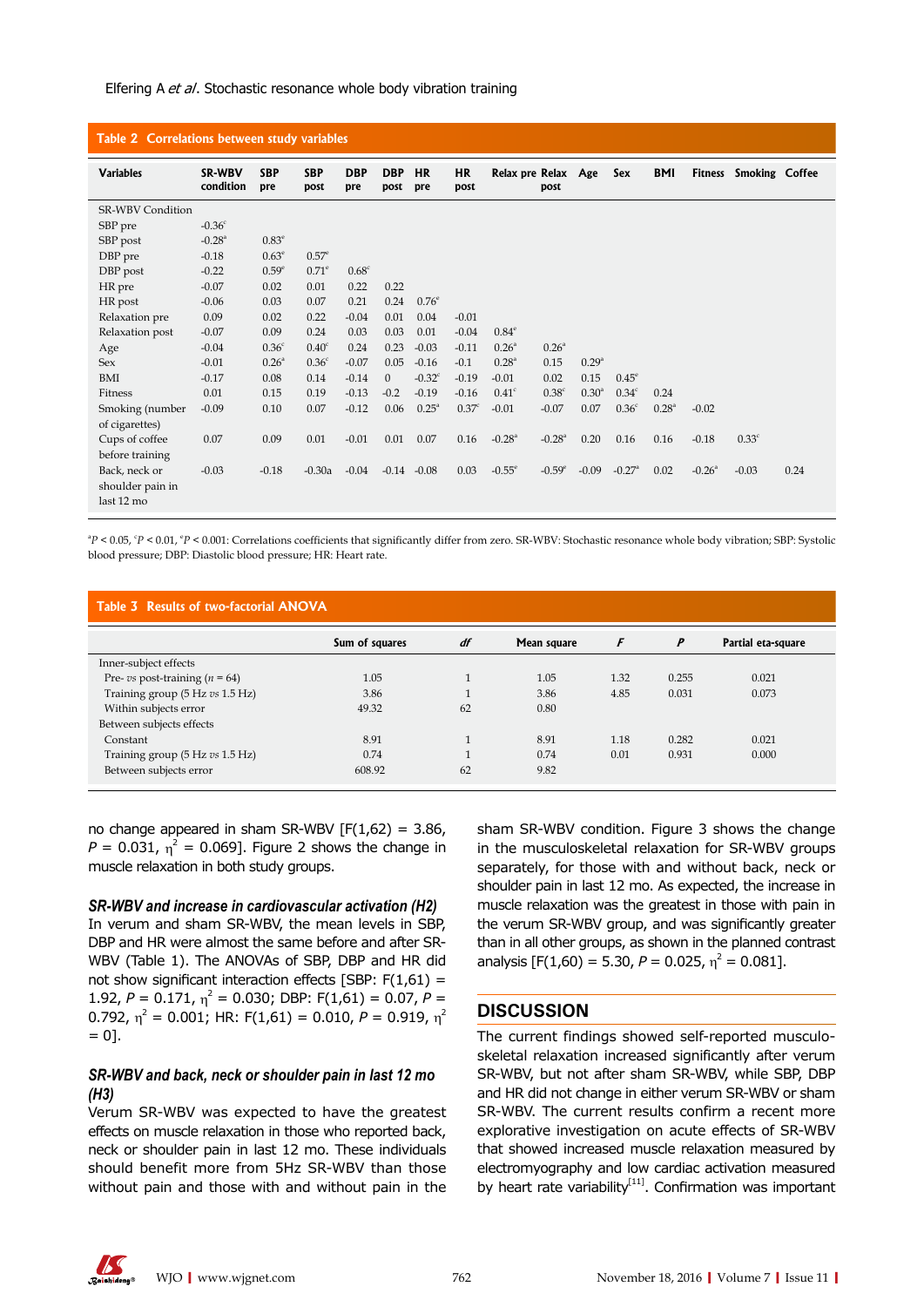**Table 2 Correlations between study variables**

| Variables | SR-WBV condition | SBP pre | SBP post | DBP pre | DBP post | HR pre | HR post | Relax pre | Relax post | Age | Sex | BMI | Fitness | Smoking | Coffee |
|---|---|---|---|---|---|---|---|---|---|---|---|---|---|---|---|
| SR-WBV Condition | | | | | | | | | | | | | | | |
| SBP pre | -0.36[c] | | | | | | | | | | | | | | |
| SBP post | -0.28[a] | 0.83[e] | | | | | | | | | | | | | |
| DBP pre | -0.18 | 0.63[e] | 0.57[e] | | | | | | | | | | | | |
| DBP post | -0.22 | 0.59[e] | 0.71[e] | 0.68[c] | | | | | | | | | | | |
| HR pre | -0.07 | 0.02 | 0.01 | 0.22 | 0.22 | | | | | | | | | | |
| HR post | -0.06 | 0.03 | 0.07 | 0.21 | 0.24 | 0.76[e] | | | | | | | | | |
| Relaxation pre | 0.09 | 0.02 | 0.22 | -0.04 | 0.01 | 0.04 | -0.01 | | | | | | | | |
| Relaxation post | -0.07 | 0.09 | 0.24 | 0.03 | 0.03 | 0.01 | -0.04 | 0.84[e] | | | | | | | |
| Age | -0.04 | 0.36[c] | 0.40[c] | 0.24 | 0.23 | -0.03 | -0.11 | 0.26[a] | 0.26[a] | | | | | | |
| Sex | -0.01 | 0.26[a] | 0.36[c] | -0.07 | 0.05 | -0.16 | -0.1 | 0.28[a] | 0.15 | 0.29[a] | | | | | |
| BMI | -0.17 | 0.08 | 0.14 | -0.14 | 0 | -0.32[c] | -0.19 | -0.01 | 0.02 | 0.15 | 0.45[e] | | | | |
| Fitness | 0.01 | 0.15 | 0.19 | -0.13 | -0.2 | -0.19 | -0.16 | 0.41[c] | 0.38[c] | 0.30[a] | 0.34[c] | 0.24 | | | |
| Smoking (number of cigarettes) | -0.09 | 0.10 | 0.07 | -0.12 | 0.06 | 0.25[a] | 0.37[c] | -0.01 | -0.07 | 0.07 | 0.36[c] | 0.28[a] | -0.02 | | |
| Cups of coffee before training | 0.07 | 0.09 | 0.01 | -0.01 | 0.01 | 0.07 | 0.16 | -0.28[a] | -0.28[a] | 0.20 | 0.16 | 0.16 | -0.18 | 0.33[c] | |
| Back, neck or shoulder pain in last 12 mo | -0.03 | -0.18 | -0.30a | -0.04 | -0.14 | -0.08 | 0.03 | -0.55[e] | -0.59[e] | -0.09 | -0.27[a] | 0.02 | -0.26[a] | -0.03 | 0.24 |

[a]$P$ < 0.05, [c]$P$ < 0.01, [e]$P$ < 0.001: Correlations coefficients that significantly differ from zero. SR-WBV: Stochastic resonance whole body vibration; SBP: Systolic blood pressure; DBP: Diastolic blood pressure; HR: Heart rate.

**Table 3 Results of two-factorial ANOVA**

| | Sum of squares | *df* | Mean square | *F* | *P* | Partial eta-square |
|---|---|---|---|---|---|---|
| Inner-subject effects | | | | | | |
| Pre- *vs* post-training ($n$ = 64) | 1.05 | 1 | 1.05 | 1.32 | 0.255 | 0.021 |
| Training group (5 Hz *vs* 1.5 Hz) | 3.86 | 1 | 3.86 | 4.85 | 0.031 | 0.073 |
| Within subjects error | 49.32 | 62 | 0.80 | | | |
| Between subjects effects | | | | | | |
| Constant | 8.91 | 1 | 8.91 | 1.18 | 0.282 | 0.021 |
| Training group (5 Hz *vs* 1.5 Hz) | 0.74 | 1 | 0.74 | 0.01 | 0.931 | 0.000 |
| Between subjects error | 608.92 | 62 | 9.82 | | | |

no change appeared in sham SR-WBV [$F(1,62) = 3.86$, $P = 0.031$, $\eta^2 = 0.069$]. Figure 2 shows the change in muscle relaxation in both study groups.

### SR-WBV and increase in cardiovascular activation (H2)

In verum and sham SR-WBV, the mean levels in SBP, DBP and HR were almost the same before and after SR-WBV (Table 1). The ANOVAs of SBP, DBP and HR did not show significant interaction effects [SBP: $F(1,61) = 1.92$, $P = 0.171$, $\eta^2 = 0.030$; DBP: $F(1,61) = 0.07$, $P = 0.792$, $\eta^2 = 0.001$; HR: $F(1,61) = 0.010$, $P = 0.919$, $\eta^2 = 0$].

### SR-WBV and back, neck or shoulder pain in last 12 mo (H3)

Verum SR-WBV was expected to have the greatest effects on muscle relaxation in those who reported back, neck or shoulder pain in last 12 mo. These individuals should benefit more from 5Hz SR-WBV than those without pain and those with and without pain in the sham SR-WBV condition. Figure 3 shows the change in the musculoskeletal relaxation for SR-WBV groups separately, for those with and without back, neck or shoulder pain in last 12 mo. As expected, the increase in muscle relaxation was the greatest in those with pain in the verum SR-WBV group, and was significantly greater than in all other groups, as shown in the planned contrast analysis [$F(1,60) = 5.30$, $P = 0.025$, $\eta^2 = 0.081$].

## DISCUSSION

The current findings showed self-reported musculoskeletal relaxation increased significantly after verum SR-WBV, but not after sham SR-WBV, while SBP, DBP and HR did not change in either verum SR-WBV or sham SR-WBV. The current results confirm a recent more explorative investigation on acute effects of SR-WBV that showed increased muscle relaxation measured by electromyography and low cardiac activation measured by heart rate variability[11]. Confirmation was important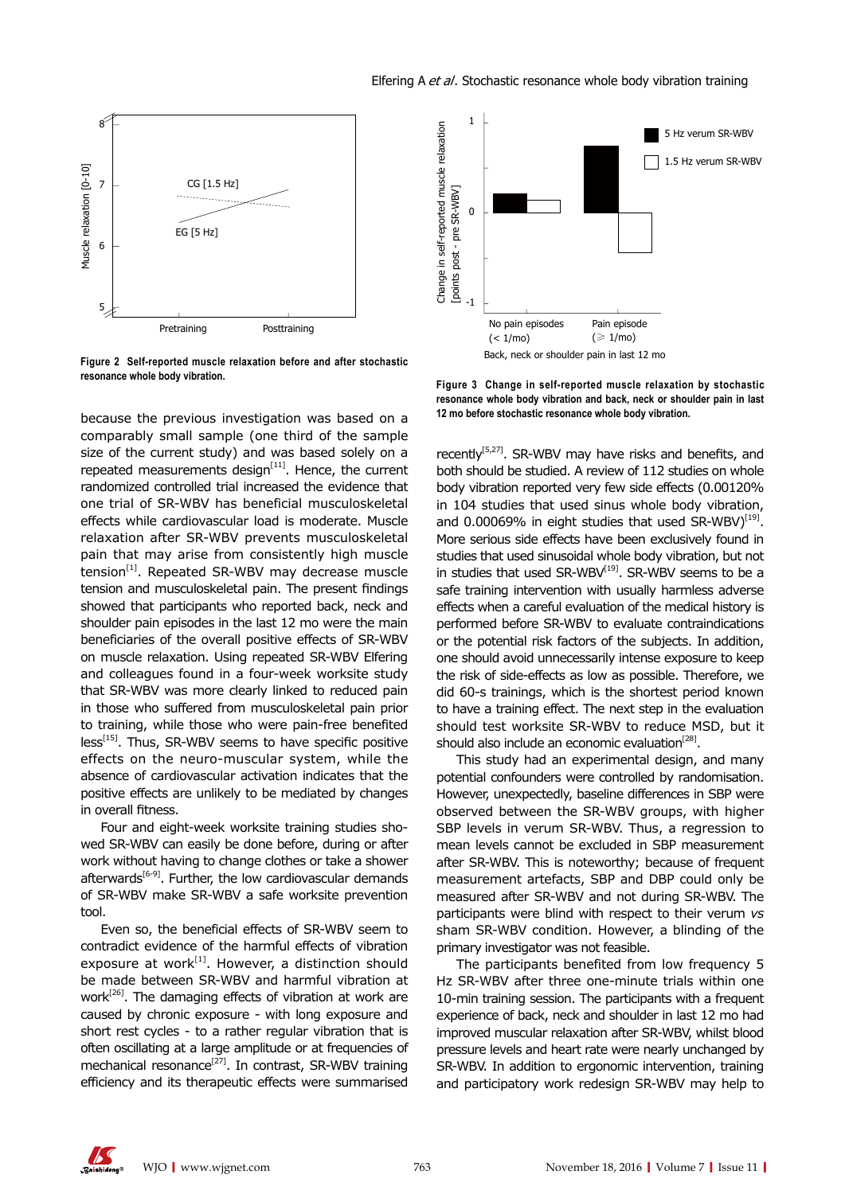Figure 2 Self-reported muscle relaxation before and after stochastic resonance whole body vibration.

Figure 3 Change in self-reported muscle relaxation by stochastic resonance whole body vibration and back, neck or shoulder pain in last 12 mo before stochastic resonance whole body vibration.

because the previous investigation was based on a comparably small sample (one third of the sample size of the current study) and was based solely on a repeated measurements design[11]. Hence, the current randomized controlled trial increased the evidence that one trial of SR-WBV has beneficial musculoskeletal effects while cardiovascular load is moderate. Muscle relaxation after SR-WBV prevents musculoskeletal pain that may arise from consistently high muscle tension[1]. Repeated SR-WBV may decrease muscle tension and musculoskeletal pain. The present findings showed that participants who reported back, neck and shoulder pain episodes in the last 12 mo were the main beneficiaries of the overall positive effects of SR-WBV on muscle relaxation. Using repeated SR-WBV Elfering and colleagues found in a four-week worksite study that SR-WBV was more clearly linked to reduced pain in those who suffered from musculoskeletal pain prior to training, while those who were pain-free benefited less[15]. Thus, SR-WBV seems to have specific positive effects on the neuro-muscular system, while the absence of cardiovascular activation indicates that the positive effects are unlikely to be mediated by changes in overall fitness.

Four and eight-week worksite training studies showed SR-WBV can easily be done before, during or after work without having to change clothes or take a shower afterwards[6-9]. Further, the low cardiovascular demands of SR-WBV make SR-WBV a safe worksite prevention tool.

Even so, the beneficial effects of SR-WBV seem to contradict evidence of the harmful effects of vibration exposure at work[1]. However, a distinction should be made between SR-WBV and harmful vibration at work[26]. The damaging effects of vibration at work are caused by chronic exposure - with long exposure and short rest cycles - to a rather regular vibration that is often oscillating at a large amplitude or at frequencies of mechanical resonance[27]. In contrast, SR-WBV training efficiency and its therapeutic effects were summarised recently[5,27]. SR-WBV may have risks and benefits, and both should be studied. A review of 112 studies on whole body vibration reported very few side effects (0.00120% in 104 studies that used sinus whole body vibration, and 0.00069% in eight studies that used SR-WBV)[19]. More serious side effects have been exclusively found in studies that used sinusoidal whole body vibration, but not in studies that used SR-WBV[19]. SR-WBV seems to be a safe training intervention with usually harmless adverse effects when a careful evaluation of the medical history is performed before SR-WBV to evaluate contraindications or the potential risk factors of the subjects. In addition, one should avoid unnecessarily intense exposure to keep the risk of side-effects as low as possible. Therefore, we did 60-s trainings, which is the shortest period known to have a training effect. The next step in the evaluation should test worksite SR-WBV to reduce MSD, but it should also include an economic evaluation[28].

This study had an experimental design, and many potential confounders were controlled by randomisation. However, unexpectedly, baseline differences in SBP were observed between the SR-WBV groups, with higher SBP levels in verum SR-WBV. Thus, a regression to mean levels cannot be excluded in SBP measurement after SR-WBV. This is noteworthy; because of frequent measurement artefacts, SBP and DBP could only be measured after SR-WBV and not during SR-WBV. The participants were blind with respect to their verum *vs* sham SR-WBV condition. However, a blinding of the primary investigator was not feasible.

The participants benefited from low frequency 5 Hz SR-WBV after three one-minute trials within one 10-min training session. The participants with a frequent experience of back, neck and shoulder in last 12 mo had improved muscular relaxation after SR-WBV, whilst blood pressure levels and heart rate were nearly unchanged by SR-WBV. In addition to ergonomic intervention, training and participatory work redesign SR-WBV may help to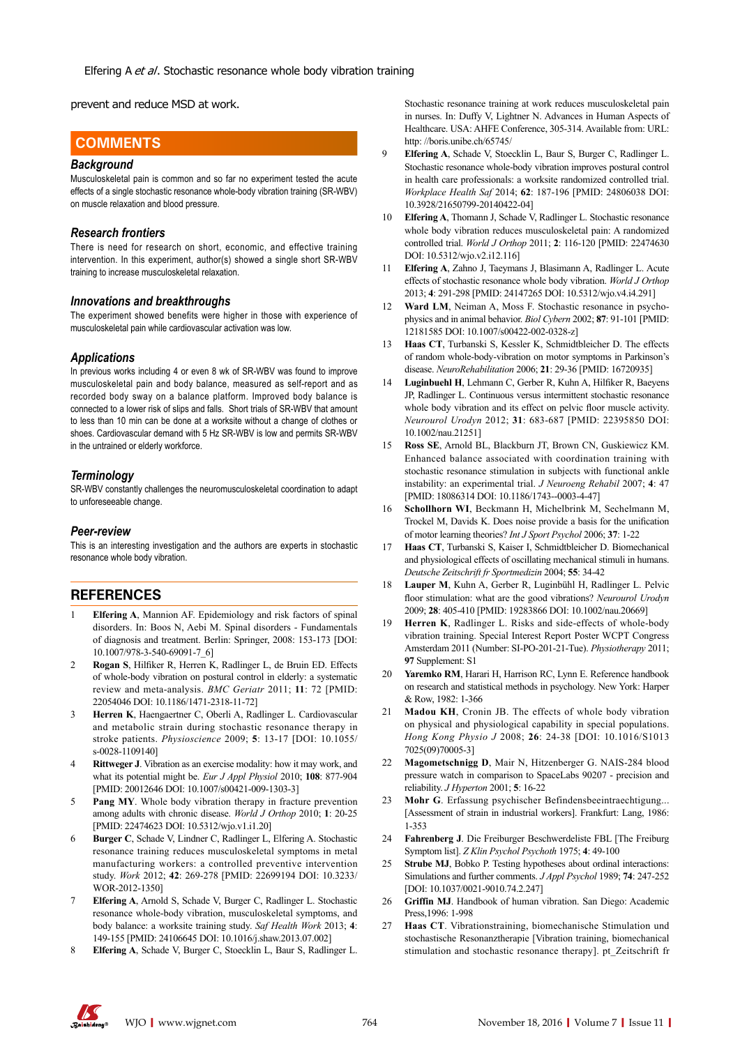prevent and reduce MSD at work.

## COMMENTS

### Background

Musculoskeletal pain is common and so far no experiment tested the acute effects of a single stochastic resonance whole-body vibration training (SR-WBV) on muscle relaxation and blood pressure.

### Research frontiers

There is need for research on short, economic, and effective training intervention. In this experiment, author(s) showed a single short SR-WBV training to increase musculoskeletal relaxation.

### Innovations and breakthroughs

The experiment showed benefits were higher in those with experience of musculoskeletal pain while cardiovascular activation was low.

### Applications

In previous works including 4 or even 8 wk of SR-WBV was found to improve musculoskeletal pain and body balance, measured as self-report and as recorded body sway on a balance platform. Improved body balance is connected to a lower risk of slips and falls. Short trials of SR-WBV that amount to less than 10 min can be done at a worksite without a change of clothes or shoes. Cardiovascular demand with 5 Hz SR-WBV is low and permits SR-WBV in the untrained or elderly workforce.

### Terminology

SR-WBV constantly challenges the neuromusculoskeletal coordination to adapt to unforeseeable change.

### Peer-review

This is an interesting investigation and the authors are experts in stochastic resonance whole body vibration.

## REFERENCES

1. **Elfering A**, Mannion AF. Epidemiology and risk factors of spinal disorders. In: Boos N, Aebi M. Spinal disorders - Fundamentals of diagnosis and treatment. Berlin: Springer, 2008: 153-173 [DOI: 10.1007/978-3-540-69091-7_6]
2. **Rogan S**, Hilfiker R, Herren K, Radlinger L, de Bruin ED. Effects of whole-body vibration on postural control in elderly: a systematic review and meta-analysis. *BMC Geriatr* 2011; **11**: 72 [PMID: 22054046 DOI: 10.1186/1471-2318-11-72]
3. **Herren K**, Haengaertner C, Oberli A, Radlinger L. Cardiovascular and metabolic strain during stochastic resonance therapy in stroke patients. *Physioscience* 2009; **5**: 13-17 [DOI: 10.1055/s-0028-1109140]
4. **Rittweger J**. Vibration as an exercise modality: how it may work, and what its potential might be. *Eur J Appl Physiol* 2010; **108**: 877-904 [PMID: 20012646 DOI: 10.1007/s00421-009-1303-3]
5. **Pang MY**. Whole body vibration therapy in fracture prevention among adults with chronic disease. *World J Orthop* 2010; **1**: 20-25 [PMID: 22474623 DOI: 10.5312/wjo.v1.i1.20]
6. **Burger C**, Schade V, Lindner C, Radlinger L, Elfering A. Stochastic resonance training reduces musculoskeletal symptoms in metal manufacturing workers: a controlled preventive intervention study. *Work* 2012; **42**: 269-278 [PMID: 22699194 DOI: 10.3233/WOR-2012-1350]
7. **Elfering A**, Arnold S, Schade V, Burger C, Radlinger L. Stochastic resonance whole-body vibration, musculoskeletal symptoms, and body balance: a worksite training study. *Saf Health Work* 2013; **4**: 149-155 [PMID: 24106645 DOI: 10.1016/j.shaw.2013.07.002]
8. **Elfering A**, Schade V, Burger C, Stoecklin L, Baur S, Radlinger L. Stochastic resonance training at work reduces musculoskeletal pain in nurses. In: Duffy V, Lightner N. Advances in Human Aspects of Healthcare. USA: AHFE Conference, 305-314. Available from: URL: http: //boris.unibe.ch/65745/
9. **Elfering A**, Schade V, Stoecklin L, Baur S, Burger C, Radlinger L. Stochastic resonance whole-body vibration improves postural control in health care professionals: a worksite randomized controlled trial. *Workplace Health Saf* 2014; **62**: 187-196 [PMID: 24806038 DOI: 10.3928/21650799-20140422-04]
10. **Elfering A**, Thomann J, Schade V, Radlinger L. Stochastic resonance whole body vibration reduces musculoskeletal pain: A randomized controlled trial. *World J Orthop* 2011; **2**: 116-120 [PMID: 22474630 DOI: 10.5312/wjo.v2.i12.116]
11. **Elfering A**, Zahno J, Taeymans J, Blasimann A, Radlinger L. Acute effects of stochastic resonance whole body vibration. *World J Orthop* 2013; **4**: 291-298 [PMID: 24147265 DOI: 10.5312/wjo.v4.i4.291]
12. **Ward LM**, Neiman A, Moss F. Stochastic resonance in psychophysics and in animal behavior. *Biol Cybern* 2002; **87**: 91-101 [PMID: 12181585 DOI: 10.1007/s00422-002-0328-z]
13. **Haas CT**, Turbanski S, Kessler K, Schmidtbleicher D. The effects of random whole-body-vibration on motor symptoms in Parkinson's disease. *NeuroRehabilitation* 2006; **21**: 29-36 [PMID: 16720935]
14. **Luginbuehl H**, Lehmann C, Gerber R, Kuhn A, Hilfiker R, Baeyens JP, Radlinger L. Continuous versus intermittent stochastic resonance whole body vibration and its effect on pelvic floor muscle activity. *Neurourol Urodyn* 2012; **31**: 683-687 [PMID: 22395850 DOI: 10.1002/nau.21251]
15. **Ross SE**, Arnold BL, Blackburn JT, Brown CN, Guskiewicz KM. Enhanced balance associated with coordination training with stochastic resonance stimulation in subjects with functional ankle instability: an experimental trial. *J Neuroeng Rehabil* 2007; **4**: 47 [PMID: 18086314 DOI: 10.1186/1743--0003-4-47]
16. **Schollhorn WI**, Beckmann H, Michelbrink M, Sechelmann M, Trockel M, Davids K. Does noise provide a basis for the unification of motor learning theories? *Int J Sport Psychol* 2006; **37**: 1-22
17. **Haas CT**, Turbanski S, Kaiser I, Schmidtbleicher D. Biomechanical and physiological effects of oscillating mechanical stimuli in humans. *Deutsche Zeitschrift fr Sportmedizin* 2004; **55**: 34-42
18. **Lauper M**, Kuhn A, Gerber R, Luginbühl H, Radlinger L. Pelvic floor stimulation: what are the good vibrations? *Neurourol Urodyn* 2009; **28**: 405-410 [PMID: 19283866 DOI: 10.1002/nau.20669]
19. **Herren K**, Radlinger L. Risks and side-effects of whole-body vibration training. Special Interest Report Poster WCPT Congress Amsterdam 2011 (Number: SI-PO-201-21-Tue). *Physiotherapy* 2011; **97** Supplement: S1
20. **Yaremko RM**, Harari H, Harrison RC, Lynn E. Reference handbook on research and statistical methods in psychology. New York: Harper & Row, 1982: 1-366
21. **Madou KH**, Cronin JB. The effects of whole body vibration on physical and physiological capability in special populations. *Hong Kong Physio J* 2008; **26**: 24-38 [DOI: 10.1016/S1013 7025(09)70005-3]
22. **Magometschnigg D**, Mair N, Hitzenberger G. NAIS-284 blood pressure watch in comparison to SpaceLabs 90207 - precision and reliability. *J Hyperton* 2001; **5**: 16-22
23. **Mohr G**. Erfassung psychischer Befindensbeeintraechtigung... [Assessment of strain in industrial workers]. Frankfurt: Lang, 1986: 1-353
24. **Fahrenberg J**. Die Freiburger Beschwerdeliste FBL [The Freiburg Symptom list]. *Z Klin Psychol Psychoth* 1975; **4**: 49-100
25. **Strube MJ**, Bobko P. Testing hypotheses about ordinal interactions: Simulations and further comments. *J Appl Psychol* 1989; **74**: 247-252 [DOI: 10.1037/0021-9010.74.2.247]
26. **Griffin MJ**. Handbook of human vibration. San Diego: Academic Press,1996: 1-998
27. **Haas CT**. Vibrationstraining, biomechanische Stimulation und stochastische Resonanztherapie [Vibration training, biomechanical stimulation and stochastic resonance therapy]. pt_Zeitschrift fr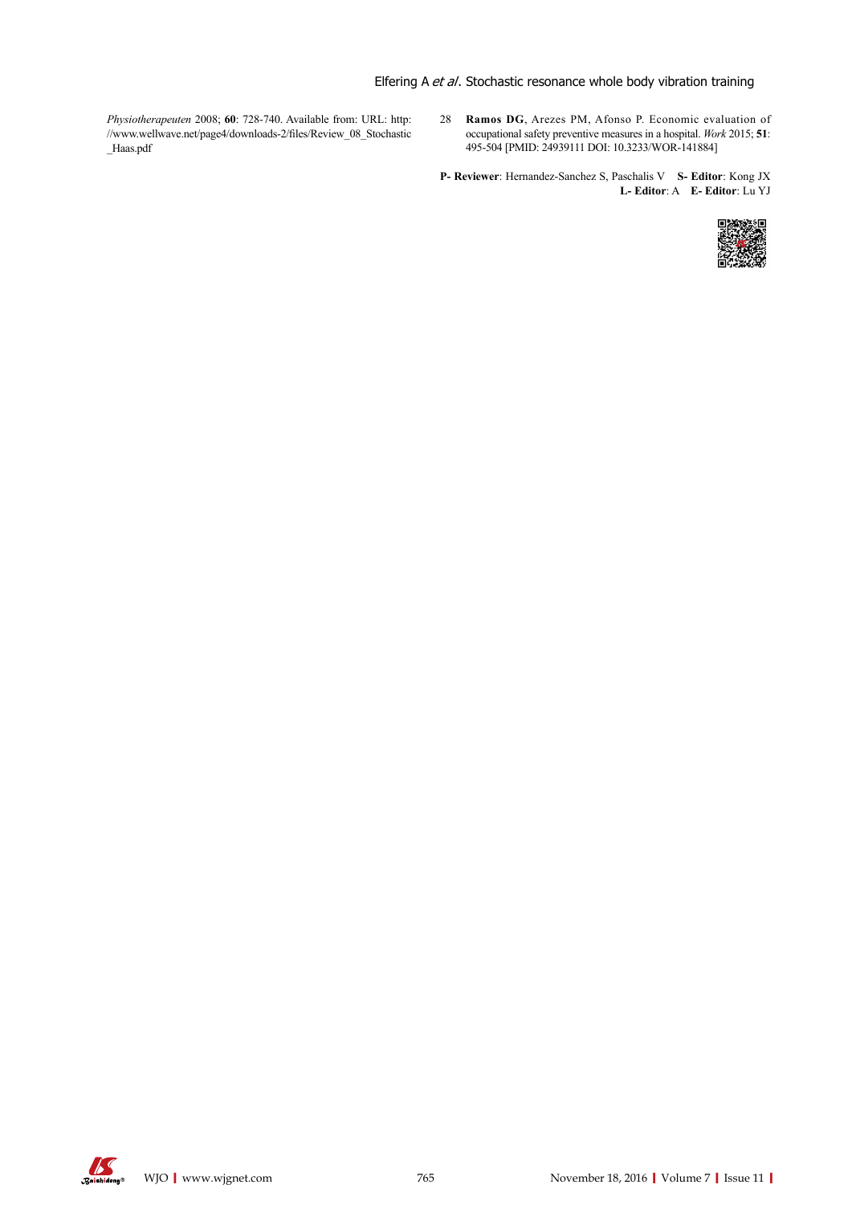*Physiotherapeuten* 2008; **60**: 728-740. Available from: URL: http://www.wellwave.net/page4/downloads-2/files/Review_08_Stochastic_Haas.pdf

28 **Ramos DG**, Arezes PM, Afonso P. Economic evaluation of occupational safety preventive measures in a hospital. *Work* 2015; **51**: 495-504 [PMID: 24939111 DOI: 10.3233/WOR-141884]

**P- Reviewer**: Hernandez-Sanchez S, Paschalis V **S- Editor**: Kong JX **L- Editor**: A **E- Editor**: Lu YJ